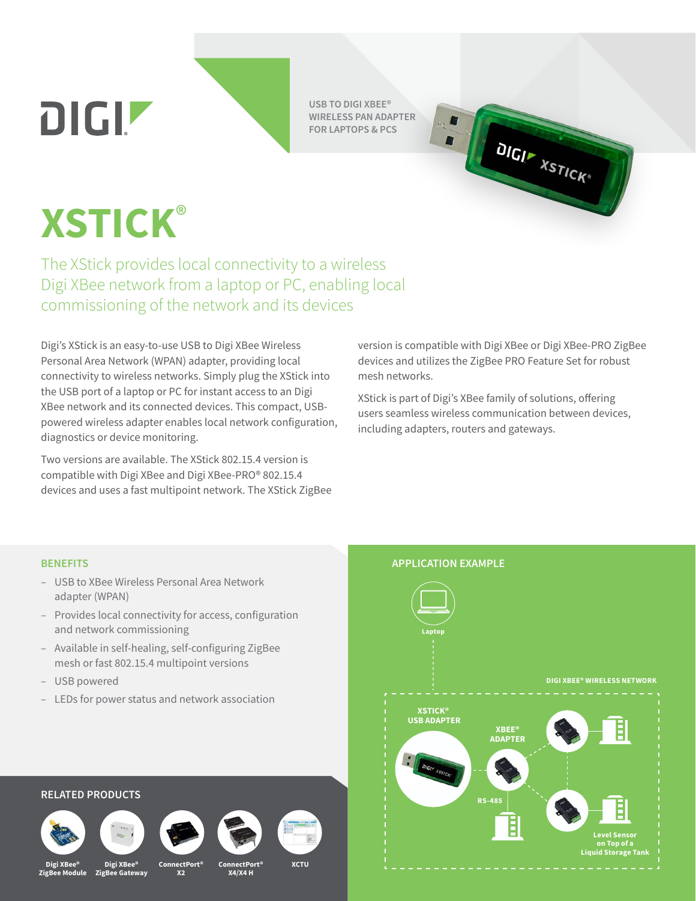USB TO DIGI XBEE®
WIRELESS PAN ADAPTER
FOR LAPTOPS & PCS

# XSTICK®

## The XStick provides local connectivity to a wireless Digi XBee network from a laptop or PC, enabling local commissioning of the network and its devices

Digi's XStick is an easy-to-use USB to Digi XBee Wireless Personal Area Network (WPAN) adapter, providing local connectivity to wireless networks. Simply plug the XStick into the USB port of a laptop or PC for instant access to an Digi XBee network and its connected devices. This compact, USB-powered wireless adapter enables local network configuration, diagnostics or device monitoring.

Two versions are available. The XStick 802.15.4 version is compatible with Digi XBee and Digi XBee-PRO® 802.15.4 devices and uses a fast multipoint network. The XStick ZigBee version is compatible with Digi XBee or Digi XBee-PRO ZigBee devices and utilizes the ZigBee PRO Feature Set for robust mesh networks.

XStick is part of Digi's XBee family of solutions, offering users seamless wireless communication between devices, including adapters, routers and gateways.

### BENEFITS

- USB to XBee Wireless Personal Area Network adapter (WPAN)
- Provides local connectivity for access, configuration and network commissioning
- Available in self-healing, self-configuring ZigBee mesh or fast 802.15.4 multipoint versions
- USB powered
- LEDs for power status and network association

### APPLICATION EXAMPLE

Laptop

DIGI XBEE® WIRELESS NETWORK

XSTICK® USB ADAPTER

XBEE® ADAPTER

RS-485

Level Sensor on Top of a Liquid Storage Tank

### RELATED PRODUCTS

- Digi XBee® ZigBee Module
- Digi XBee® ZigBee Gateway
- ConnectPort® X2
- ConnectPort® X4/X4 H
- XCTU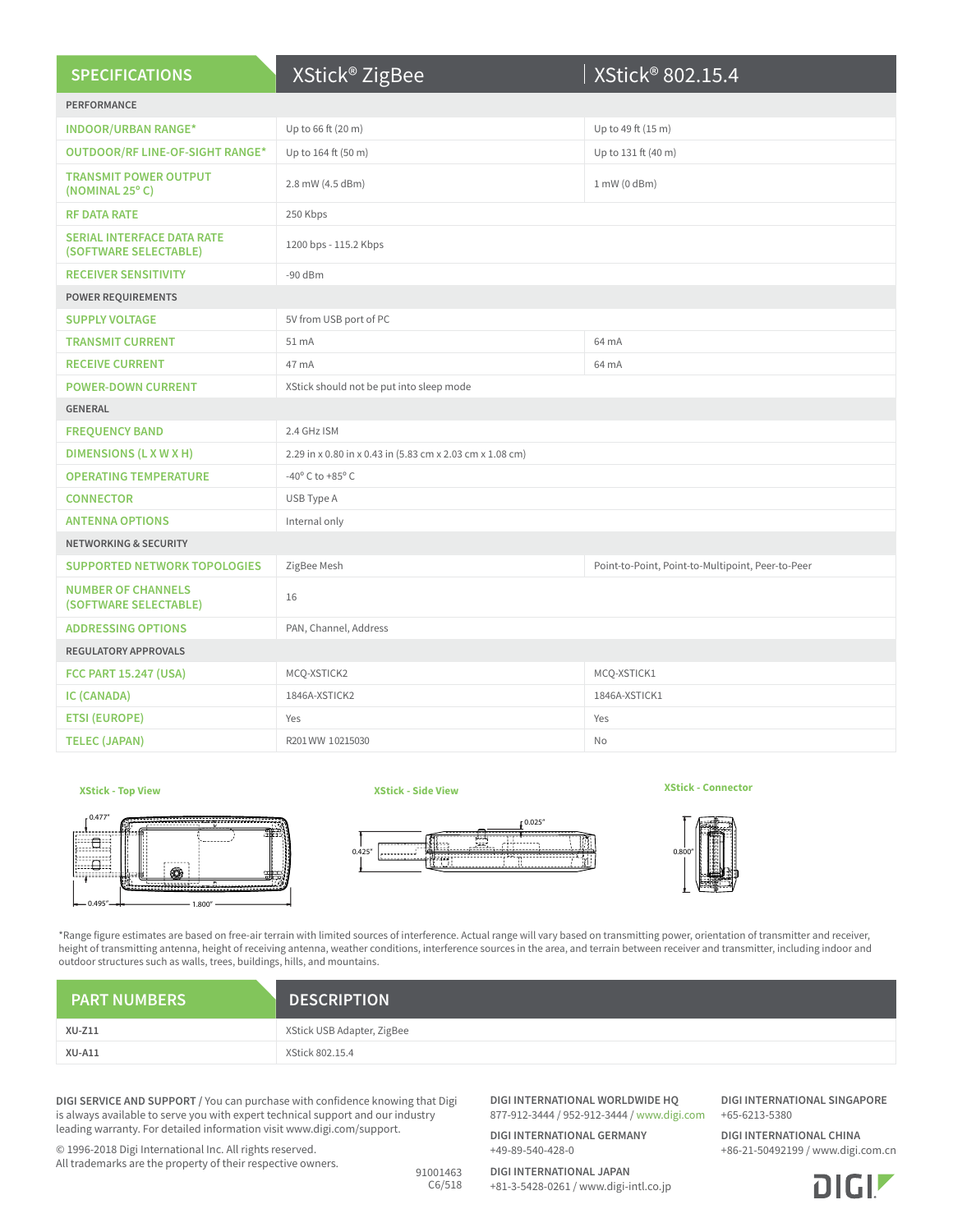| SPECIFICATIONS | XStick® ZigBee | XStick® 802.15.4 |
|---|---|---|
| PERFORMANCE | | |
| INDOOR/URBAN RANGE* | Up to 66 ft (20 m) | Up to 49 ft (15 m) |
| OUTDOOR/RF LINE-OF-SIGHT RANGE* | Up to 164 ft (50 m) | Up to 131 ft (40 m) |
| TRANSMIT POWER OUTPUT (NOMINAL 25° C) | 2.8 mW (4.5 dBm) | 1 mW (0 dBm) |
| RF DATA RATE | 250 Kbps | |
| SERIAL INTERFACE DATA RATE (SOFTWARE SELECTABLE) | 1200 bps - 115.2 Kbps | |
| RECEIVER SENSITIVITY | -90 dBm | |
| POWER REQUIREMENTS | | |
| SUPPLY VOLTAGE | 5V from USB port of PC | |
| TRANSMIT CURRENT | 51 mA | 64 mA |
| RECEIVE CURRENT | 47 mA | 64 mA |
| POWER-DOWN CURRENT | XStick should not be put into sleep mode | |
| GENERAL | | |
| FREQUENCY BAND | 2.4 GHz ISM | |
| DIMENSIONS (L X W X H) | 2.29 in x 0.80 in x 0.43 in (5.83 cm x 2.03 cm x 1.08 cm) | |
| OPERATING TEMPERATURE | -40° C to +85° C | |
| CONNECTOR | USB Type A | |
| ANTENNA OPTIONS | Internal only | |
| NETWORKING & SECURITY | | |
| SUPPORTED NETWORK TOPOLOGIES | ZigBee Mesh | Point-to-Point, Point-to-Multipoint, Peer-to-Peer |
| NUMBER OF CHANNELS (SOFTWARE SELECTABLE) | 16 | |
| ADDRESSING OPTIONS | PAN, Channel, Address | |
| REGULATORY APPROVALS | | |
| FCC PART 15.247 (USA) | MCQ-XSTICK2 | MCQ-XSTICK1 |
| IC (CANADA) | 1846A-XSTICK2 | 1846A-XSTICK1 |
| ETSI (EUROPE) | Yes | Yes |
| TELEC (JAPAN) | R201 WW 10215030 | No |

**XStick - Top View**

0.477"
0.495"
1.800"

**XStick - Side View**

0.025"
0.425"

**XStick - Connector**

0.800"

*Range figure estimates are based on free-air terrain with limited sources of interference. Actual range will vary based on transmitting power, orientation of transmitter and receiver, height of transmitting antenna, height of receiving antenna, weather conditions, interference sources in the area, and terrain between receiver and transmitter, including indoor and outdoor structures such as walls, trees, buildings, hills, and mountains.

| PART NUMBERS | DESCRIPTION |
|---|---|
| XU-Z11 | XStick USB Adapter, ZigBee |
| XU-A11 | XStick 802.15.4 |

**DIGI SERVICE AND SUPPORT** / You can purchase with confidence knowing that Digi is always available to serve you with expert technical support and our industry leading warranty. For detailed information visit www.digi.com/support.

© 1996-2018 Digi International Inc. All rights reserved.
All trademarks are the property of their respective owners.

91001463
C6/518

**DIGI INTERNATIONAL WORLDWIDE HQ**
877-912-3444 / 952-912-3444 / www.digi.com

**DIGI INTERNATIONAL GERMANY**
+49-89-540-428-0

**DIGI INTERNATIONAL JAPAN**
+81-3-5428-0261 / www.digi-intl.co.jp

**DIGI INTERNATIONAL SINGAPORE**
+65-6213-5380

**DIGI INTERNATIONAL CHINA**
+86-21-50492199 / www.digi.com.cn

DIGI